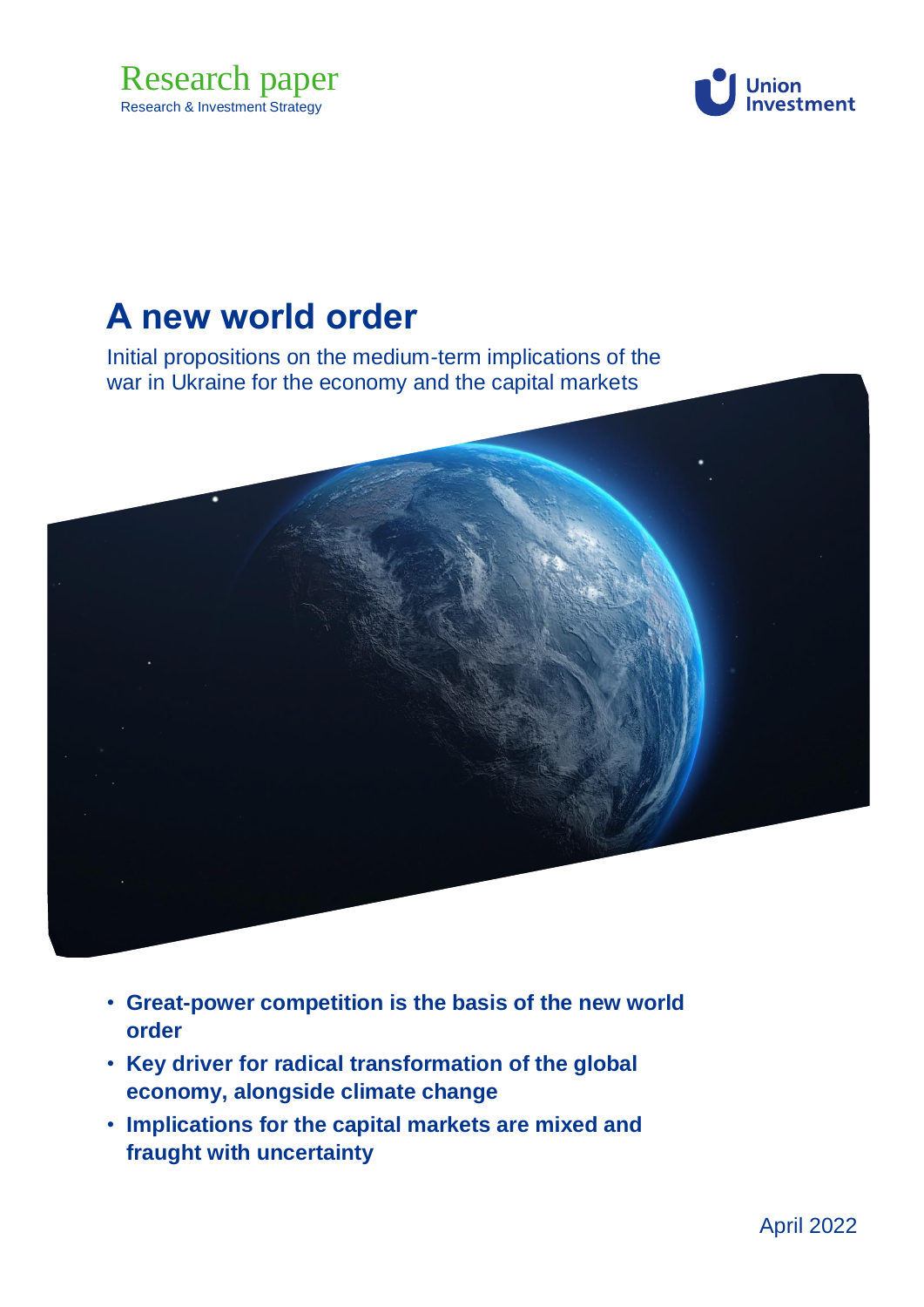Research paper

Research & Investment Strategy

Union Investment

# A new world order

Initial propositions on the medium-term implications of the war in Ukraine for the economy and the capital markets

- **Great-power competition is the basis of the new world order**
- **Key driver for radical transformation of the global economy, alongside climate change**
- **Implications for the capital markets are mixed and fraught with uncertainty**

April 2022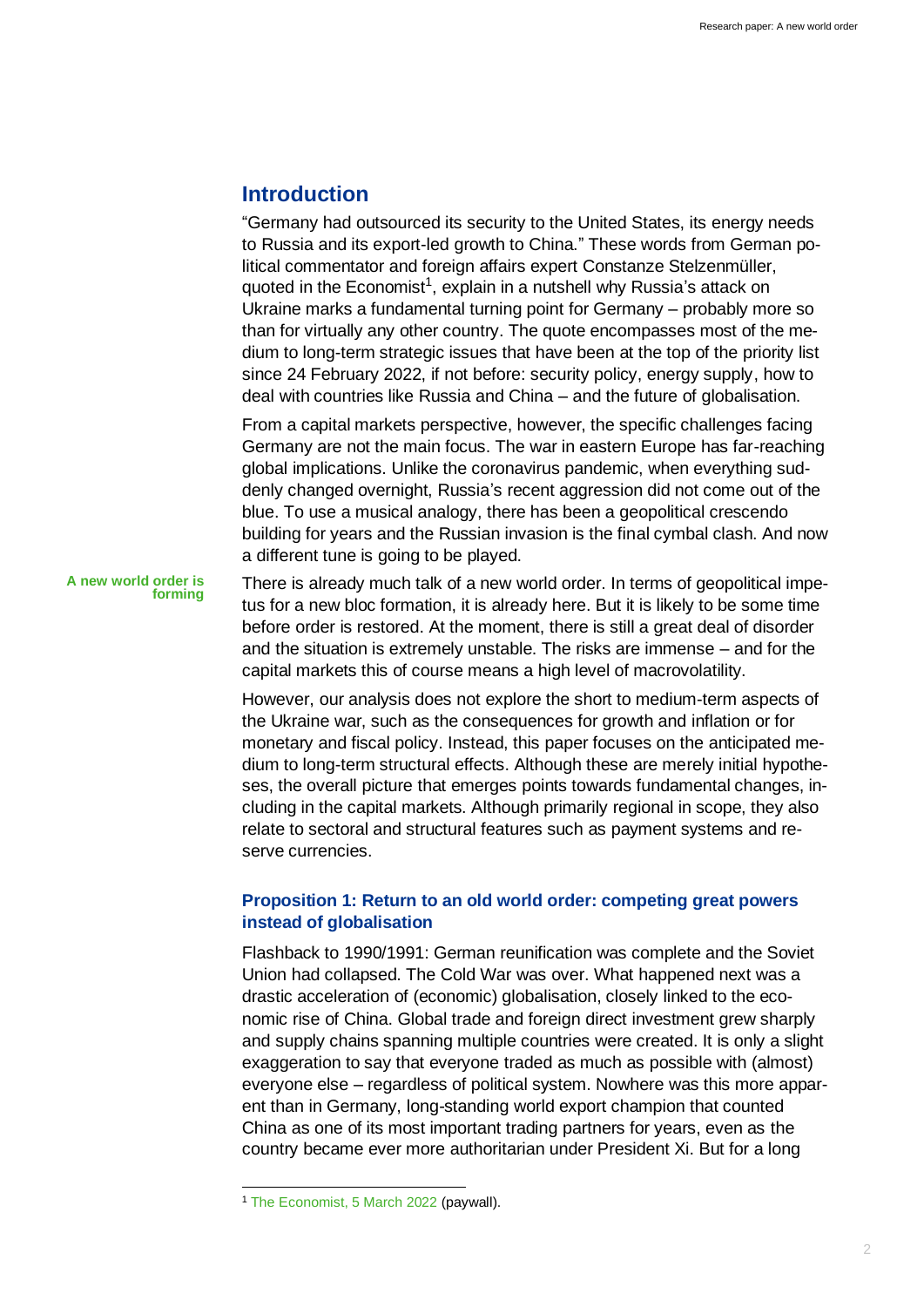## Introduction

"Germany had outsourced its security to the United States, its energy needs to Russia and its export-led growth to China." These words from German political commentator and foreign affairs expert Constanze Stelzenmüller, quoted in the Economist[1], explain in a nutshell why Russia's attack on Ukraine marks a fundamental turning point for Germany – probably more so than for virtually any other country. The quote encompasses most of the medium to long-term strategic issues that have been at the top of the priority list since 24 February 2022, if not before: security policy, energy supply, how to deal with countries like Russia and China – and the future of globalisation.

From a capital markets perspective, however, the specific challenges facing Germany are not the main focus. The war in eastern Europe has far-reaching global implications. Unlike the coronavirus pandemic, when everything suddenly changed overnight, Russia's recent aggression did not come out of the blue. To use a musical analogy, there has been a geopolitical crescendo building for years and the Russian invasion is the final cymbal clash. And now a different tune is going to be played.

**A new world order is forming**

There is already much talk of a new world order. In terms of geopolitical impetus for a new bloc formation, it is already here. But it is likely to be some time before order is restored. At the moment, there is still a great deal of disorder and the situation is extremely unstable. The risks are immense – and for the capital markets this of course means a high level of macrovolatility.

However, our analysis does not explore the short to medium-term aspects of the Ukraine war, such as the consequences for growth and inflation or for monetary and fiscal policy. Instead, this paper focuses on the anticipated medium to long-term structural effects. Although these are merely initial hypotheses, the overall picture that emerges points towards fundamental changes, including in the capital markets. Although primarily regional in scope, they also relate to sectoral and structural features such as payment systems and reserve currencies.

### Proposition 1: Return to an old world order: competing great powers instead of globalisation

Flashback to 1990/1991: German reunification was complete and the Soviet Union had collapsed. The Cold War was over. What happened next was a drastic acceleration of (economic) globalisation, closely linked to the economic rise of China. Global trade and foreign direct investment grew sharply and supply chains spanning multiple countries were created. It is only a slight exaggeration to say that everyone traded as much as possible with (almost) everyone else – regardless of political system. Nowhere was this more apparent than in Germany, long-standing world export champion that counted China as one of its most important trading partners for years, even as the country became ever more authoritarian under President Xi. But for a long

[1] The Economist, 5 March 2022 (paywall).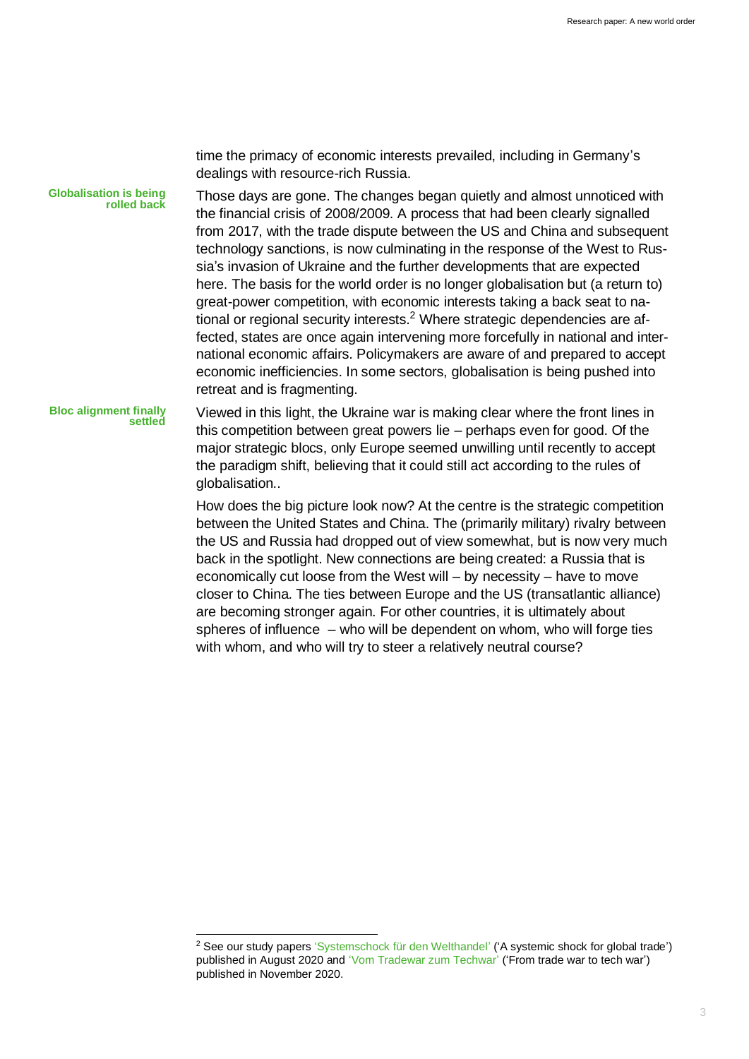time the primacy of economic interests prevailed, including in Germany's dealings with resource-rich Russia.

**Globalisation is being rolled back**

Those days are gone. The changes began quietly and almost unnoticed with the financial crisis of 2008/2009. A process that had been clearly signalled from 2017, with the trade dispute between the US and China and subsequent technology sanctions, is now culminating in the response of the West to Russia's invasion of Ukraine and the further developments that are expected here. The basis for the world order is no longer globalisation but (a return to) great-power competition, with economic interests taking a back seat to national or regional security interests.[2] Where strategic dependencies are affected, states are once again intervening more forcefully in national and international economic affairs. Policymakers are aware of and prepared to accept economic inefficiencies. In some sectors, globalisation is being pushed into retreat and is fragmenting.

**Bloc alignment finally settled**

Viewed in this light, the Ukraine war is making clear where the front lines in this competition between great powers lie – perhaps even for good. Of the major strategic blocs, only Europe seemed unwilling until recently to accept the paradigm shift, believing that it could still act according to the rules of globalisation..

How does the big picture look now? At the centre is the strategic competition between the United States and China. The (primarily military) rivalry between the US and Russia had dropped out of view somewhat, but is now very much back in the spotlight. New connections are being created: a Russia that is economically cut loose from the West will – by necessity – have to move closer to China. The ties between Europe and the US (transatlantic alliance) are becoming stronger again. For other countries, it is ultimately about spheres of influence – who will be dependent on whom, who will forge ties with whom, and who will try to steer a relatively neutral course?

---

[2] See our study papers 'Systemschock für den Welthandel' ('A systemic shock for global trade') published in August 2020 and 'Vom Tradewar zum Techwar' ('From trade war to tech war') published in November 2020.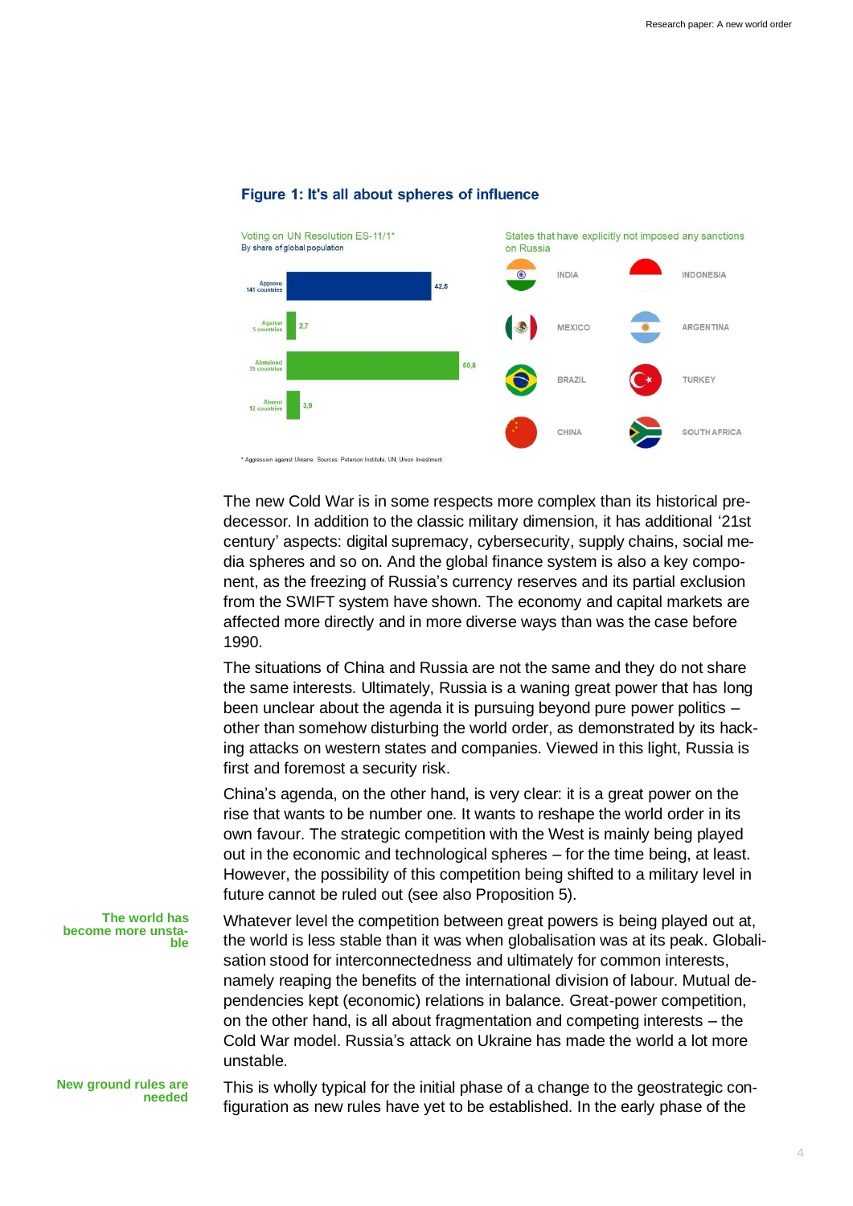### Figure 1: It's all about spheres of influence

Voting on UN Resolution ES-11/1*
By share of global population

| | Share of global population |
|---|---|
| Approve (141 countries) | 42,5 |
| Against (5 countries) | 2,7 |
| Abstained (35 countries) | 50,8 |
| Absent (12 countries) | 3,9 |

States that have explicitly not imposed any sanctions on Russia

| | |
|---|---|
| INDIA | INDONESIA |
| MEXICO | ARGENTINA |
| BRAZIL | TURKEY |
| CHINA | SOUTH AFRICA |

\* Aggression against Ukraine. Sources: Peterson Institute, UN, Union Investment.

The new Cold War is in some respects more complex than its historical predecessor. In addition to the classic military dimension, it has additional '21st century' aspects: digital supremacy, cybersecurity, supply chains, social media spheres and so on. And the global finance system is also a key component, as the freezing of Russia's currency reserves and its partial exclusion from the SWIFT system have shown. The economy and capital markets are affected more directly and in more diverse ways than was the case before 1990.

The situations of China and Russia are not the same and they do not share the same interests. Ultimately, Russia is a waning great power that has long been unclear about the agenda it is pursuing beyond pure power politics – other than somehow disturbing the world order, as demonstrated by its hacking attacks on western states and companies. Viewed in this light, Russia is first and foremost a security risk.

China's agenda, on the other hand, is very clear: it is a great power on the rise that wants to be number one. It wants to reshape the world order in its own favour. The strategic competition with the West is mainly being played out in the economic and technological spheres – for the time being, at least. However, the possibility of this competition being shifted to a military level in future cannot be ruled out (see also Proposition 5).

**The world has become more unstable**

Whatever level the competition between great powers is being played out at, the world is less stable than it was when globalisation was at its peak. Globalisation stood for interconnectedness and ultimately for common interests, namely reaping the benefits of the international division of labour. Mutual dependencies kept (economic) relations in balance. Great-power competition, on the other hand, is all about fragmentation and competing interests – the Cold War model. Russia's attack on Ukraine has made the world a lot more unstable.

**New ground rules are needed**

This is wholly typical for the initial phase of a change to the geostrategic configuration as new rules have yet to be established. In the early phase of the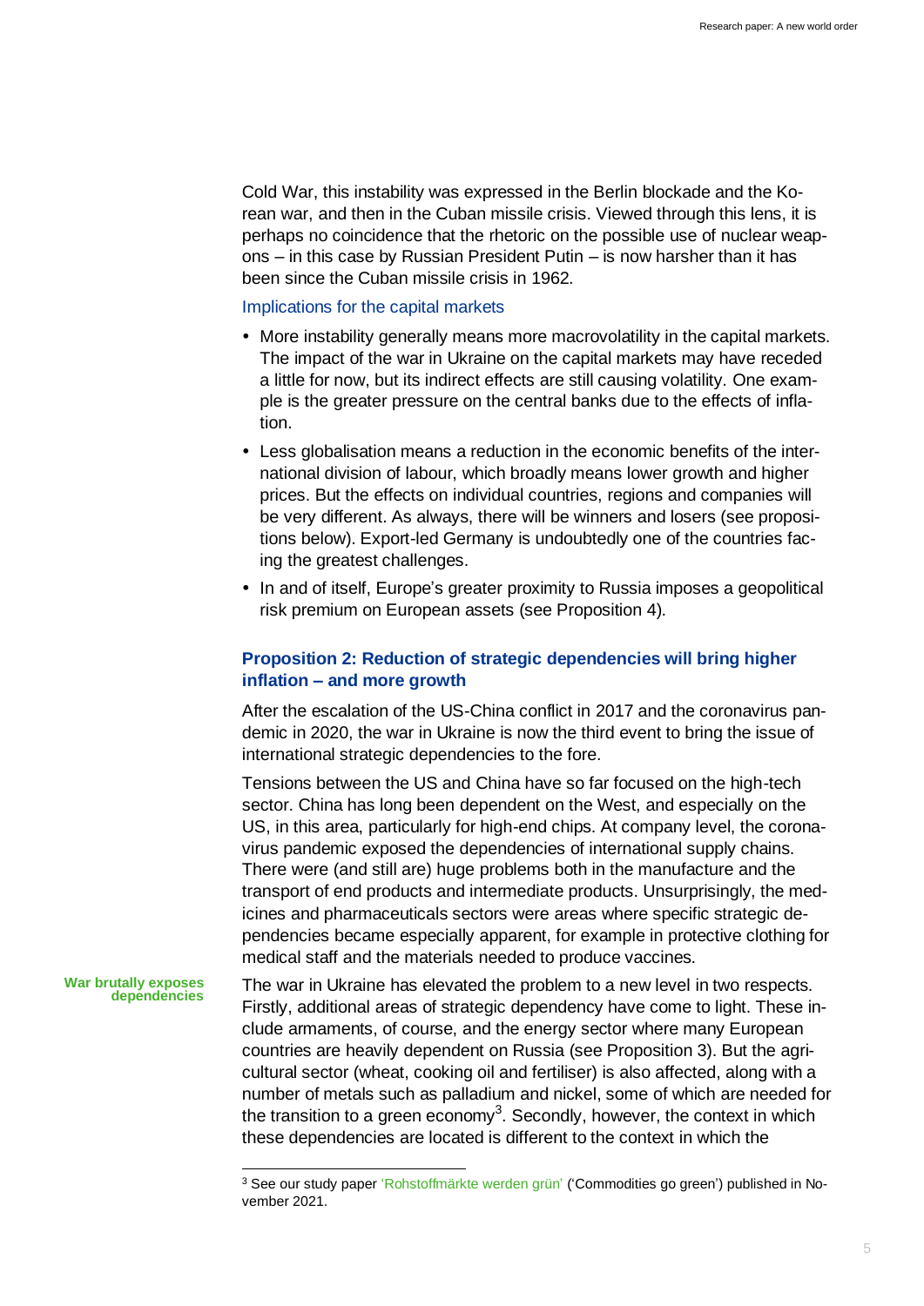Cold War, this instability was expressed in the Berlin blockade and the Korean war, and then in the Cuban missile crisis. Viewed through this lens, it is perhaps no coincidence that the rhetoric on the possible use of nuclear weapons – in this case by Russian President Putin – is now harsher than it has been since the Cuban missile crisis in 1962.

### Implications for the capital markets

- More instability generally means more macrovolatility in the capital markets. The impact of the war in Ukraine on the capital markets may have receded a little for now, but its indirect effects are still causing volatility. One example is the greater pressure on the central banks due to the effects of inflation.
- Less globalisation means a reduction in the economic benefits of the international division of labour, which broadly means lower growth and higher prices. But the effects on individual countries, regions and companies will be very different. As always, there will be winners and losers (see propositions below). Export-led Germany is undoubtedly one of the countries facing the greatest challenges.
- In and of itself, Europe's greater proximity to Russia imposes a geopolitical risk premium on European assets (see Proposition 4).

## Proposition 2: Reduction of strategic dependencies will bring higher inflation – and more growth

After the escalation of the US-China conflict in 2017 and the coronavirus pandemic in 2020, the war in Ukraine is now the third event to bring the issue of international strategic dependencies to the fore.

Tensions between the US and China have so far focused on the high-tech sector. China has long been dependent on the West, and especially on the US, in this area, particularly for high-end chips. At company level, the coronavirus pandemic exposed the dependencies of international supply chains. There were (and still are) huge problems both in the manufacture and the transport of end products and intermediate products. Unsurprisingly, the medicines and pharmaceuticals sectors were areas where specific strategic dependencies became especially apparent, for example in protective clothing for medical staff and the materials needed to produce vaccines.

**War brutally exposes dependencies**

The war in Ukraine has elevated the problem to a new level in two respects. Firstly, additional areas of strategic dependency have come to light. These include armaments, of course, and the energy sector where many European countries are heavily dependent on Russia (see Proposition 3). But the agricultural sector (wheat, cooking oil and fertiliser) is also affected, along with a number of metals such as palladium and nickel, some of which are needed for the transition to a green economy[3]. Secondly, however, the context in which these dependencies are located is different to the context in which the

[3] See our study paper 'Rohstoffmärkte werden grün' ('Commodities go green') published in November 2021.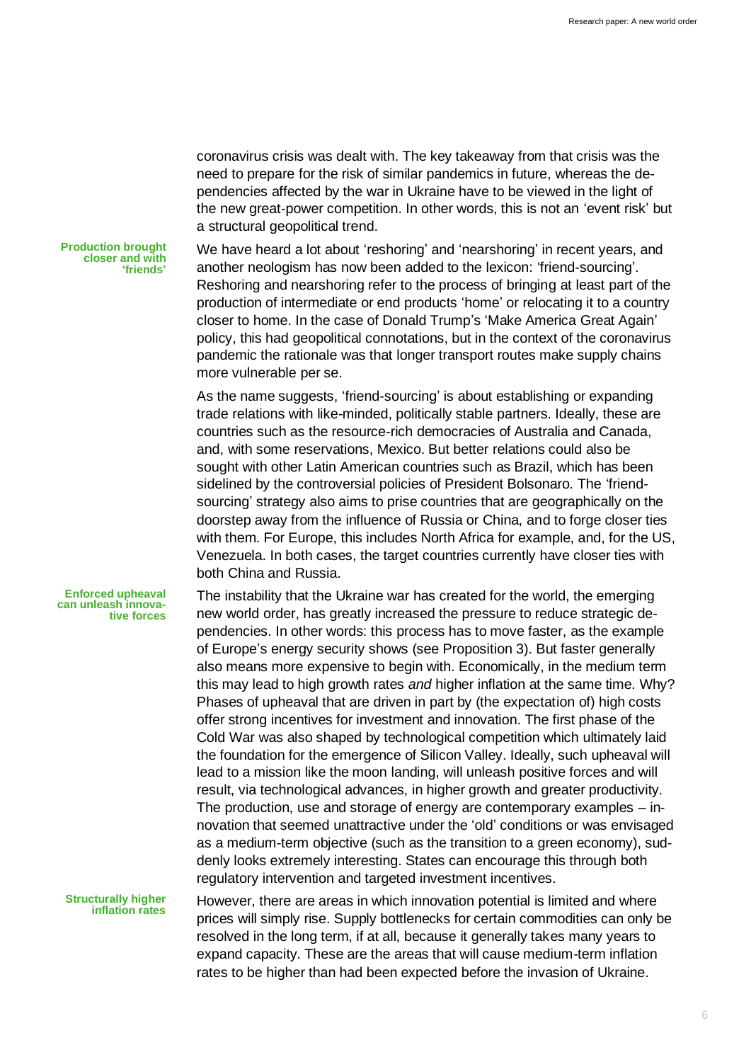coronavirus crisis was dealt with. The key takeaway from that crisis was the need to prepare for the risk of similar pandemics in future, whereas the dependencies affected by the war in Ukraine have to be viewed in the light of the new great-power competition. In other words, this is not an 'event risk' but a structural geopolitical trend.

**Production brought closer and with 'friends'**

We have heard a lot about 'reshoring' and 'nearshoring' in recent years, and another neologism has now been added to the lexicon: 'friend-sourcing'. Reshoring and nearshoring refer to the process of bringing at least part of the production of intermediate or end products 'home' or relocating it to a country closer to home. In the case of Donald Trump's 'Make America Great Again' policy, this had geopolitical connotations, but in the context of the coronavirus pandemic the rationale was that longer transport routes make supply chains more vulnerable per se.

As the name suggests, 'friend-sourcing' is about establishing or expanding trade relations with like-minded, politically stable partners. Ideally, these are countries such as the resource-rich democracies of Australia and Canada, and, with some reservations, Mexico. But better relations could also be sought with other Latin American countries such as Brazil, which has been sidelined by the controversial policies of President Bolsonaro. The 'friend-sourcing' strategy also aims to prise countries that are geographically on the doorstep away from the influence of Russia or China, and to forge closer ties with them. For Europe, this includes North Africa for example, and, for the US, Venezuela. In both cases, the target countries currently have closer ties with both China and Russia.

**Enforced upheaval can unleash innovative forces**

The instability that the Ukraine war has created for the world, the emerging new world order, has greatly increased the pressure to reduce strategic dependencies. In other words: this process has to move faster, as the example of Europe's energy security shows (see Proposition 3). But faster generally also means more expensive to begin with. Economically, in the medium term this may lead to high growth rates *and* higher inflation at the same time. Why? Phases of upheaval that are driven in part by (the expectation of) high costs offer strong incentives for investment and innovation. The first phase of the Cold War was also shaped by technological competition which ultimately laid the foundation for the emergence of Silicon Valley. Ideally, such upheaval will lead to a mission like the moon landing, will unleash positive forces and will result, via technological advances, in higher growth and greater productivity. The production, use and storage of energy are contemporary examples – innovation that seemed unattractive under the 'old' conditions or was envisaged as a medium-term objective (such as the transition to a green economy), suddenly looks extremely interesting. States can encourage this through both regulatory intervention and targeted investment incentives.

**Structurally higher inflation rates**

However, there are areas in which innovation potential is limited and where prices will simply rise. Supply bottlenecks for certain commodities can only be resolved in the long term, if at all, because it generally takes many years to expand capacity. These are the areas that will cause medium-term inflation rates to be higher than had been expected before the invasion of Ukraine.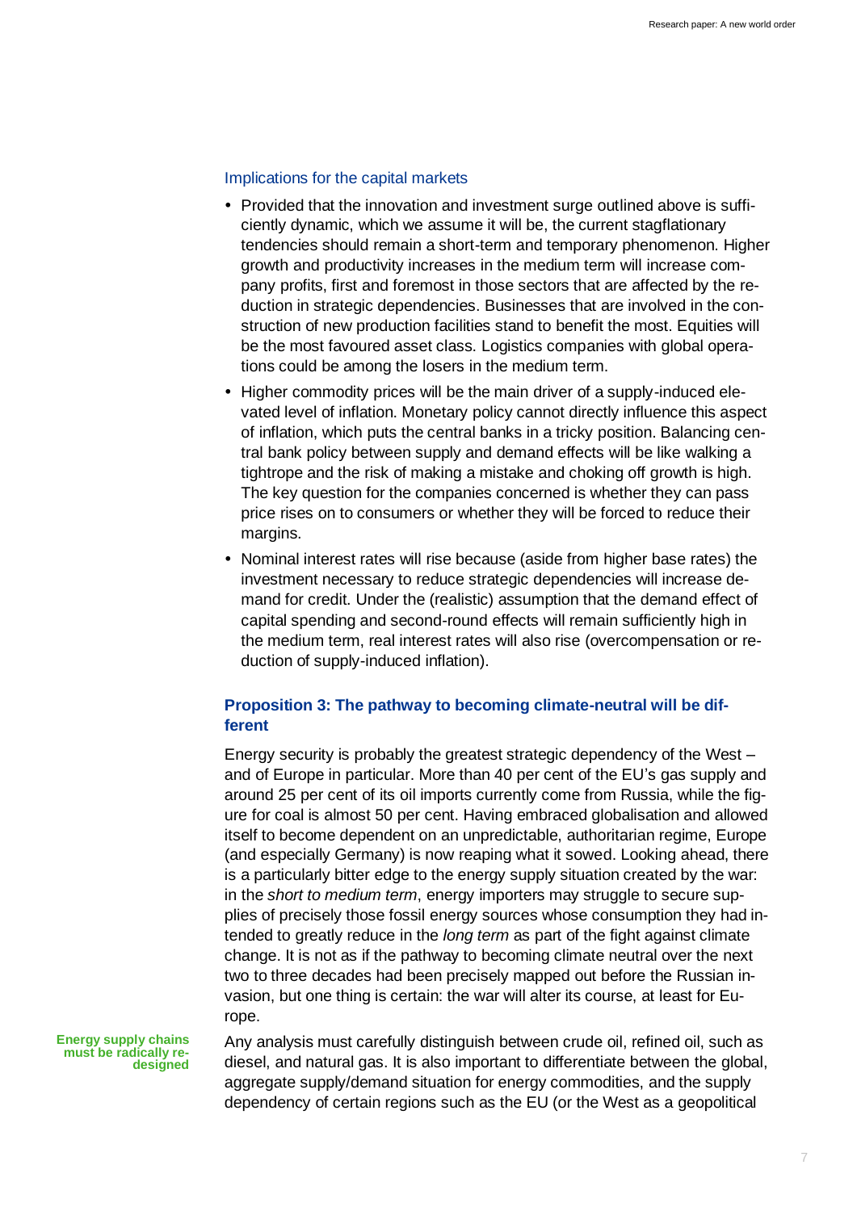### Implications for the capital markets

- Provided that the innovation and investment surge outlined above is sufficiently dynamic, which we assume it will be, the current stagflationary tendencies should remain a short-term and temporary phenomenon. Higher growth and productivity increases in the medium term will increase company profits, first and foremost in those sectors that are affected by the reduction in strategic dependencies. Businesses that are involved in the construction of new production facilities stand to benefit the most. Equities will be the most favoured asset class. Logistics companies with global operations could be among the losers in the medium term.
- Higher commodity prices will be the main driver of a supply-induced elevated level of inflation. Monetary policy cannot directly influence this aspect of inflation, which puts the central banks in a tricky position. Balancing central bank policy between supply and demand effects will be like walking a tightrope and the risk of making a mistake and choking off growth is high. The key question for the companies concerned is whether they can pass price rises on to consumers or whether they will be forced to reduce their margins.
- Nominal interest rates will rise because (aside from higher base rates) the investment necessary to reduce strategic dependencies will increase demand for credit. Under the (realistic) assumption that the demand effect of capital spending and second-round effects will remain sufficiently high in the medium term, real interest rates will also rise (overcompensation or reduction of supply-induced inflation).

## Proposition 3: The pathway to becoming climate-neutral will be different

Energy security is probably the greatest strategic dependency of the West – and of Europe in particular. More than 40 per cent of the EU's gas supply and around 25 per cent of its oil imports currently come from Russia, while the figure for coal is almost 50 per cent. Having embraced globalisation and allowed itself to become dependent on an unpredictable, authoritarian regime, Europe (and especially Germany) is now reaping what it sowed. Looking ahead, there is a particularly bitter edge to the energy supply situation created by the war: in the *short to medium term*, energy importers may struggle to secure supplies of precisely those fossil energy sources whose consumption they had intended to greatly reduce in the *long term* as part of the fight against climate change. It is not as if the pathway to becoming climate neutral over the next two to three decades had been precisely mapped out before the Russian invasion, but one thing is certain: the war will alter its course, at least for Europe.

**Energy supply chains must be radically redesigned**

Any analysis must carefully distinguish between crude oil, refined oil, such as diesel, and natural gas. It is also important to differentiate between the global, aggregate supply/demand situation for energy commodities, and the supply dependency of certain regions such as the EU (or the West as a geopolitical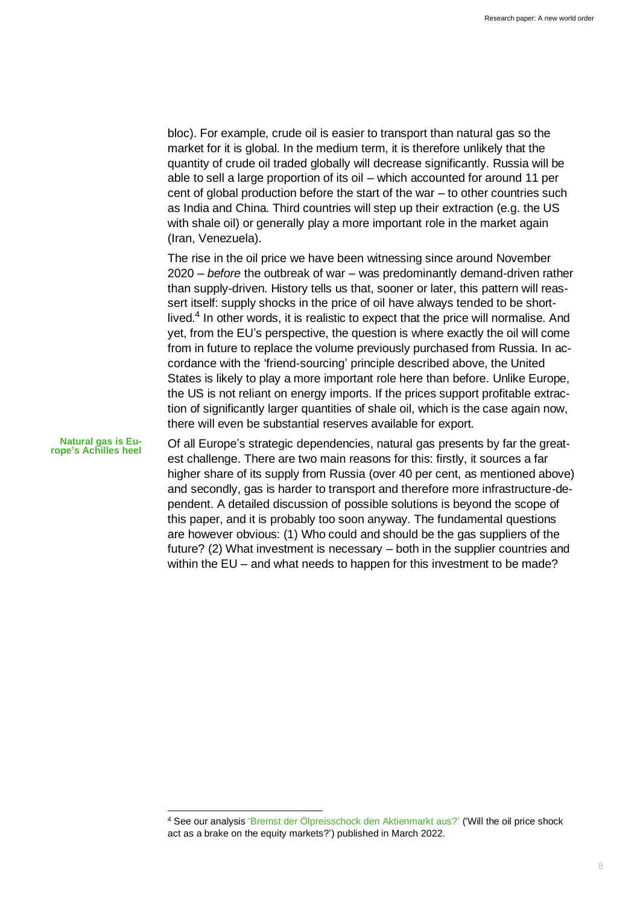bloc). For example, crude oil is easier to transport than natural gas so the market for it is global. In the medium term, it is therefore unlikely that the quantity of crude oil traded globally will decrease significantly. Russia will be able to sell a large proportion of its oil – which accounted for around 11 per cent of global production before the start of the war – to other countries such as India and China. Third countries will step up their extraction (e.g. the US with shale oil) or generally play a more important role in the market again (Iran, Venezuela).

The rise in the oil price we have been witnessing since around November 2020 – *before* the outbreak of war – was predominantly demand-driven rather than supply-driven. History tells us that, sooner or later, this pattern will reassert itself: supply shocks in the price of oil have always tended to be short-lived.[4] In other words, it is realistic to expect that the price will normalise. And yet, from the EU's perspective, the question is where exactly the oil will come from in future to replace the volume previously purchased from Russia. In accordance with the 'friend-sourcing' principle described above, the United States is likely to play a more important role here than before. Unlike Europe, the US is not reliant on energy imports. If the prices support profitable extraction of significantly larger quantities of shale oil, which is the case again now, there will even be substantial reserves available for export.

**Natural gas is Europe's Achilles heel**

Of all Europe's strategic dependencies, natural gas presents by far the greatest challenge. There are two main reasons for this: firstly, it sources a far higher share of its supply from Russia (over 40 per cent, as mentioned above) and secondly, gas is harder to transport and therefore more infrastructure-dependent. A detailed discussion of possible solutions is beyond the scope of this paper, and it is probably too soon anyway. The fundamental questions are however obvious: (1) Who could and should be the gas suppliers of the future? (2) What investment is necessary – both in the supplier countries and within the EU – and what needs to happen for this investment to be made?

---

[4] See our analysis 'Bremst der Ölpreisschock den Aktienmarkt aus?' ('Will the oil price shock act as a brake on the equity markets?') published in March 2022.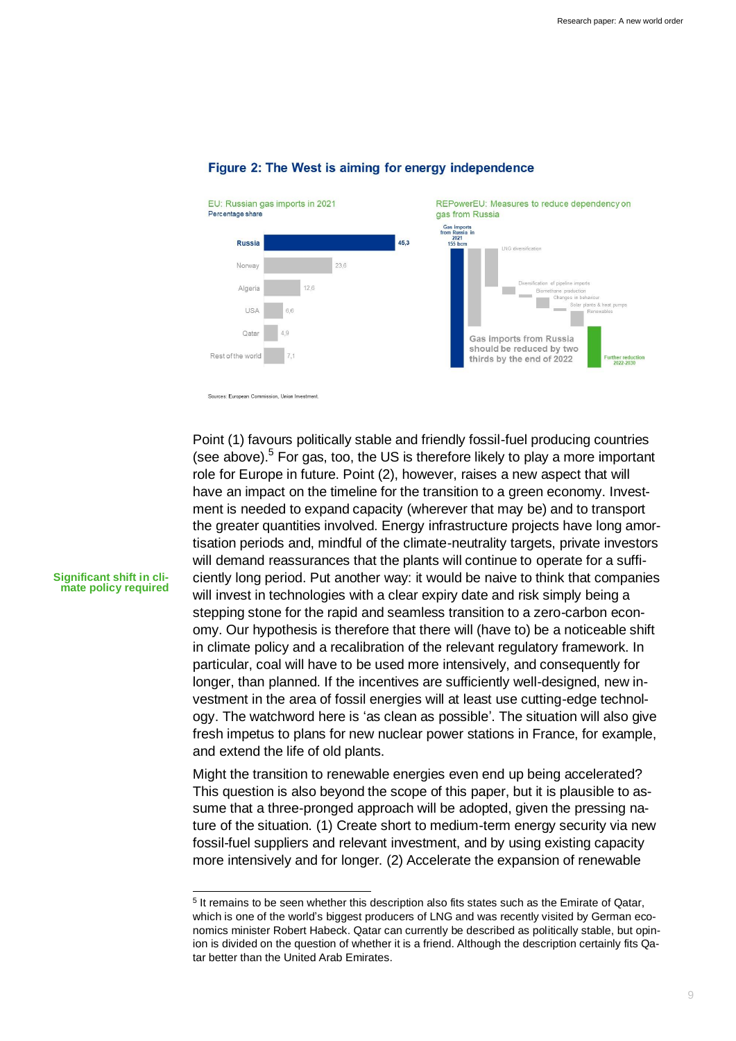**Figure 2: The West is aiming for energy independence**

EU: Russian gas imports in 2021
Percentage share

| Country | Share |
|---|---|
| Russia | 45,3 |
| Norway | 23,6 |
| Algeria | 12,6 |
| USA | 6,6 |
| Qatar | 4,9 |
| Rest of the world | 7,1 |

REPowerEU: Measures to reduce dependency on gas from Russia

Gas imports from Russia in 2021 155 bcm; LNG diversification; Diversification of pipeline imports; Biomethane production; Changes in behaviour; Solar plants & heat pumps; Renewables; Further reduction 2022-2030

Gas imports from Russia should be reduced by two thirds by the end of 2022

Sources: European Commission, Union Investment.

Point (1) favours politically stable and friendly fossil-fuel producing countries (see above).[5] For gas, too, the US is therefore likely to play a more important role for Europe in future. Point (2), however, raises a new aspect that will have an impact on the timeline for the transition to a green economy. Investment is needed to expand capacity (wherever that may be) and to transport the greater quantities involved. Energy infrastructure projects have long amortisation periods and, mindful of the climate-neutrality targets, private investors will demand reassurances that the plants will continue to operate for a sufficiently long period. Put another way: it would be naive to think that companies will invest in technologies with a clear expiry date and risk simply being a stepping stone for the rapid and seamless transition to a zero-carbon economy. Our hypothesis is therefore that there will (have to) be a noticeable shift in climate policy and a recalibration of the relevant regulatory framework. In particular, coal will have to be used more intensively, and consequently for longer, than planned. If the incentives are sufficiently well-designed, new investment in the area of fossil energies will at least use cutting-edge technology. The watchword here is 'as clean as possible'. The situation will also give fresh impetus to plans for new nuclear power stations in France, for example, and extend the life of old plants.

**Significant shift in climate policy required**

Might the transition to renewable energies even end up being accelerated? This question is also beyond the scope of this paper, but it is plausible to assume that a three-pronged approach will be adopted, given the pressing nature of the situation. (1) Create short to medium-term energy security via new fossil-fuel suppliers and relevant investment, and by using existing capacity more intensively and for longer. (2) Accelerate the expansion of renewable

[5] It remains to be seen whether this description also fits states such as the Emirate of Qatar, which is one of the world's biggest producers of LNG and was recently visited by German economics minister Robert Habeck. Qatar can currently be described as politically stable, but opinion is divided on the question of whether it is a friend. Although the description certainly fits Qatar better than the United Arab Emirates.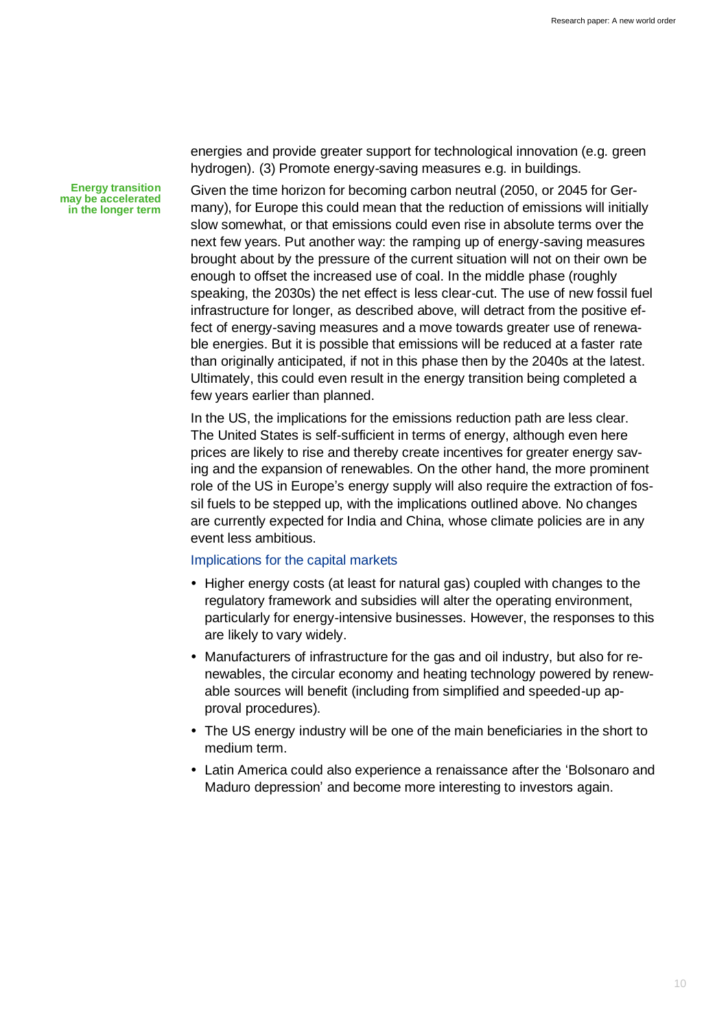energies and provide greater support for technological innovation (e.g. green hydrogen). (3) Promote energy-saving measures e.g. in buildings.

**Energy transition may be accelerated in the longer term**

Given the time horizon for becoming carbon neutral (2050, or 2045 for Germany), for Europe this could mean that the reduction of emissions will initially slow somewhat, or that emissions could even rise in absolute terms over the next few years. Put another way: the ramping up of energy-saving measures brought about by the pressure of the current situation will not on their own be enough to offset the increased use of coal. In the middle phase (roughly speaking, the 2030s) the net effect is less clear-cut. The use of new fossil fuel infrastructure for longer, as described above, will detract from the positive effect of energy-saving measures and a move towards greater use of renewable energies. But it is possible that emissions will be reduced at a faster rate than originally anticipated, if not in this phase then by the 2040s at the latest. Ultimately, this could even result in the energy transition being completed a few years earlier than planned.

In the US, the implications for the emissions reduction path are less clear. The United States is self-sufficient in terms of energy, although even here prices are likely to rise and thereby create incentives for greater energy saving and the expansion of renewables. On the other hand, the more prominent role of the US in Europe's energy supply will also require the extraction of fossil fuels to be stepped up, with the implications outlined above. No changes are currently expected for India and China, whose climate policies are in any event less ambitious.

### Implications for the capital markets

- Higher energy costs (at least for natural gas) coupled with changes to the regulatory framework and subsidies will alter the operating environment, particularly for energy-intensive businesses. However, the responses to this are likely to vary widely.
- Manufacturers of infrastructure for the gas and oil industry, but also for renewables, the circular economy and heating technology powered by renewable sources will benefit (including from simplified and speeded-up approval procedures).
- The US energy industry will be one of the main beneficiaries in the short to medium term.
- Latin America could also experience a renaissance after the 'Bolsonaro and Maduro depression' and become more interesting to investors again.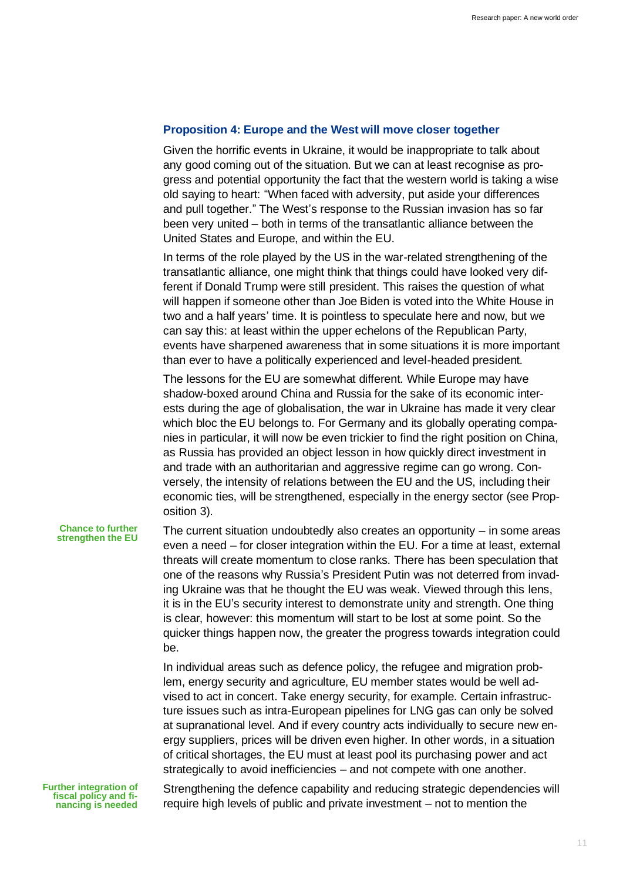### Proposition 4: Europe and the West will move closer together

Given the horrific events in Ukraine, it would be inappropriate to talk about any good coming out of the situation. But we can at least recognise as progress and potential opportunity the fact that the western world is taking a wise old saying to heart: "When faced with adversity, put aside your differences and pull together." The West's response to the Russian invasion has so far been very united – both in terms of the transatlantic alliance between the United States and Europe, and within the EU.

In terms of the role played by the US in the war-related strengthening of the transatlantic alliance, one might think that things could have looked very different if Donald Trump were still president. This raises the question of what will happen if someone other than Joe Biden is voted into the White House in two and a half years' time. It is pointless to speculate here and now, but we can say this: at least within the upper echelons of the Republican Party, events have sharpened awareness that in some situations it is more important than ever to have a politically experienced and level-headed president.

The lessons for the EU are somewhat different. While Europe may have shadow-boxed around China and Russia for the sake of its economic interests during the age of globalisation, the war in Ukraine has made it very clear which bloc the EU belongs to. For Germany and its globally operating companies in particular, it will now be even trickier to find the right position on China, as Russia has provided an object lesson in how quickly direct investment in and trade with an authoritarian and aggressive regime can go wrong. Conversely, the intensity of relations between the EU and the US, including their economic ties, will be strengthened, especially in the energy sector (see Proposition 3).

**Chance to further strengthen the EU**

The current situation undoubtedly also creates an opportunity – in some areas even a need – for closer integration within the EU. For a time at least, external threats will create momentum to close ranks. There has been speculation that one of the reasons why Russia's President Putin was not deterred from invading Ukraine was that he thought the EU was weak. Viewed through this lens, it is in the EU's security interest to demonstrate unity and strength. One thing is clear, however: this momentum will start to be lost at some point. So the quicker things happen now, the greater the progress towards integration could be.

In individual areas such as defence policy, the refugee and migration problem, energy security and agriculture, EU member states would be well advised to act in concert. Take energy security, for example. Certain infrastructure issues such as intra-European pipelines for LNG gas can only be solved at supranational level. And if every country acts individually to secure new energy suppliers, prices will be driven even higher. In other words, in a situation of critical shortages, the EU must at least pool its purchasing power and act strategically to avoid inefficiencies – and not compete with one another.

**Further integration of fiscal policy and financing is needed**

Strengthening the defence capability and reducing strategic dependencies will require high levels of public and private investment – not to mention the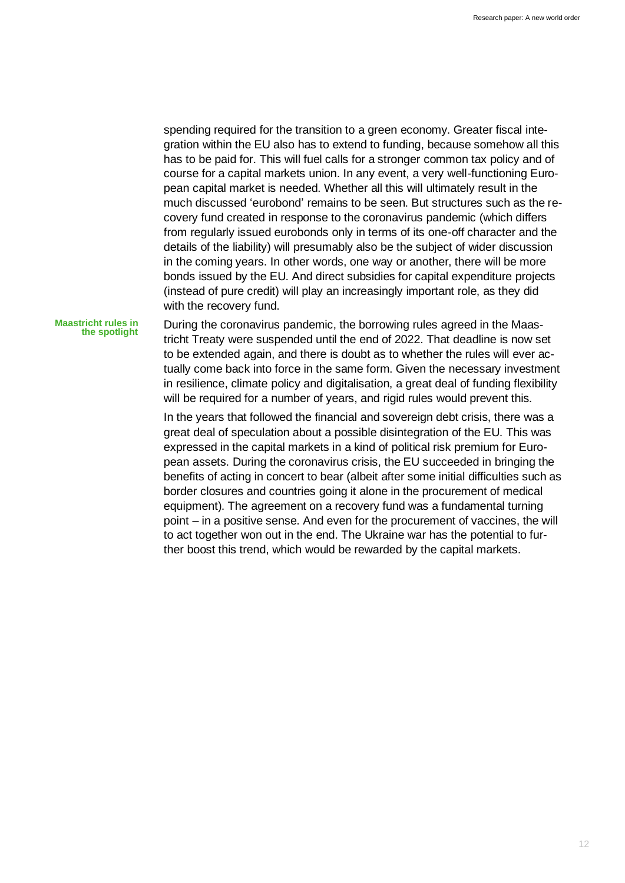spending required for the transition to a green economy. Greater fiscal integration within the EU also has to extend to funding, because somehow all this has to be paid for. This will fuel calls for a stronger common tax policy and of course for a capital markets union. In any event, a very well-functioning European capital market is needed. Whether all this will ultimately result in the much discussed 'eurobond' remains to be seen. But structures such as the recovery fund created in response to the coronavirus pandemic (which differs from regularly issued eurobonds only in terms of its one-off character and the details of the liability) will presumably also be the subject of wider discussion in the coming years. In other words, one way or another, there will be more bonds issued by the EU. And direct subsidies for capital expenditure projects (instead of pure credit) will play an increasingly important role, as they did with the recovery fund.

**Maastricht rules in the spotlight**

During the coronavirus pandemic, the borrowing rules agreed in the Maastricht Treaty were suspended until the end of 2022. That deadline is now set to be extended again, and there is doubt as to whether the rules will ever actually come back into force in the same form. Given the necessary investment in resilience, climate policy and digitalisation, a great deal of funding flexibility will be required for a number of years, and rigid rules would prevent this.

In the years that followed the financial and sovereign debt crisis, there was a great deal of speculation about a possible disintegration of the EU. This was expressed in the capital markets in a kind of political risk premium for European assets. During the coronavirus crisis, the EU succeeded in bringing the benefits of acting in concert to bear (albeit after some initial difficulties such as border closures and countries going it alone in the procurement of medical equipment). The agreement on a recovery fund was a fundamental turning point – in a positive sense. And even for the procurement of vaccines, the will to act together won out in the end. The Ukraine war has the potential to further boost this trend, which would be rewarded by the capital markets.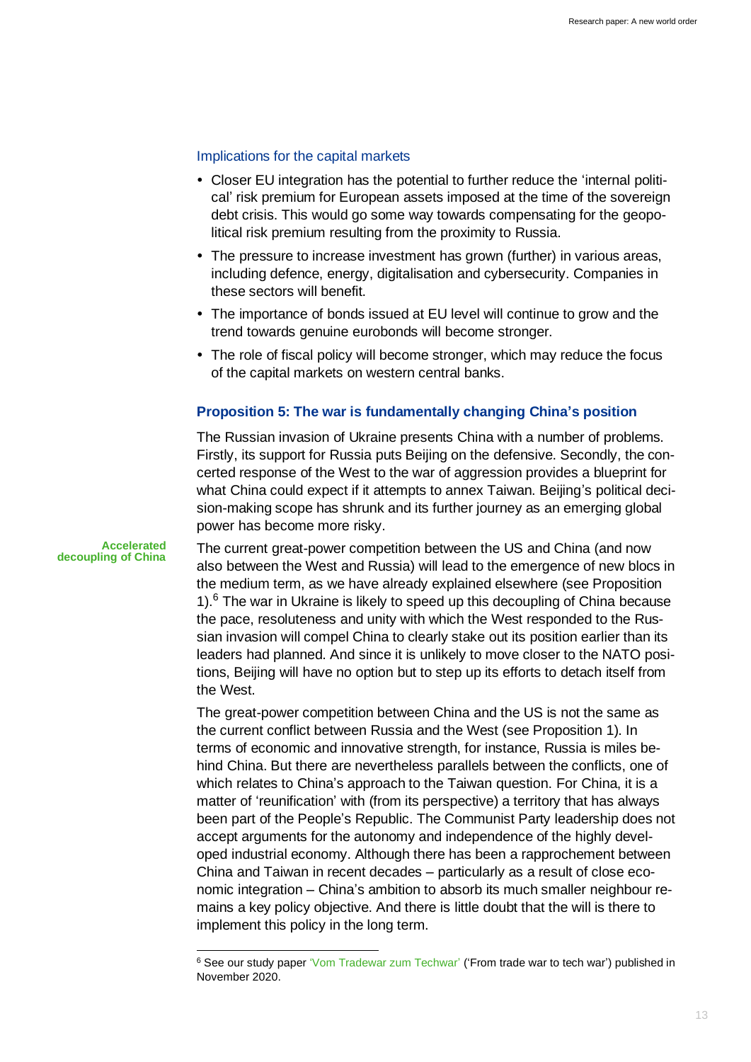### Implications for the capital markets

- Closer EU integration has the potential to further reduce the 'internal political' risk premium for European assets imposed at the time of the sovereign debt crisis. This would go some way towards compensating for the geopolitical risk premium resulting from the proximity to Russia.
- The pressure to increase investment has grown (further) in various areas, including defence, energy, digitalisation and cybersecurity. Companies in these sectors will benefit.
- The importance of bonds issued at EU level will continue to grow and the trend towards genuine eurobonds will become stronger.
- The role of fiscal policy will become stronger, which may reduce the focus of the capital markets on western central banks.

## Proposition 5: The war is fundamentally changing China's position

The Russian invasion of Ukraine presents China with a number of problems. Firstly, its support for Russia puts Beijing on the defensive. Secondly, the concerted response of the West to the war of aggression provides a blueprint for what China could expect if it attempts to annex Taiwan. Beijing's political decision-making scope has shrunk and its further journey as an emerging global power has become more risky.

**Accelerated decoupling of China**

The current great-power competition between the US and China (and now also between the West and Russia) will lead to the emergence of new blocs in the medium term, as we have already explained elsewhere (see Proposition 1).[6] The war in Ukraine is likely to speed up this decoupling of China because the pace, resoluteness and unity with which the West responded to the Russian invasion will compel China to clearly stake out its position earlier than its leaders had planned. And since it is unlikely to move closer to the NATO positions, Beijing will have no option but to step up its efforts to detach itself from the West.

The great-power competition between China and the US is not the same as the current conflict between Russia and the West (see Proposition 1). In terms of economic and innovative strength, for instance, Russia is miles behind China. But there are nevertheless parallels between the conflicts, one of which relates to China's approach to the Taiwan question. For China, it is a matter of 'reunification' with (from its perspective) a territory that has always been part of the People's Republic. The Communist Party leadership does not accept arguments for the autonomy and independence of the highly developed industrial economy. Although there has been a rapprochement between China and Taiwan in recent decades – particularly as a result of close economic integration – China's ambition to absorb its much smaller neighbour remains a key policy objective. And there is little doubt that the will is there to implement this policy in the long term.

[6] See our study paper 'Vom Tradewar zum Techwar' ('From trade war to tech war') published in November 2020.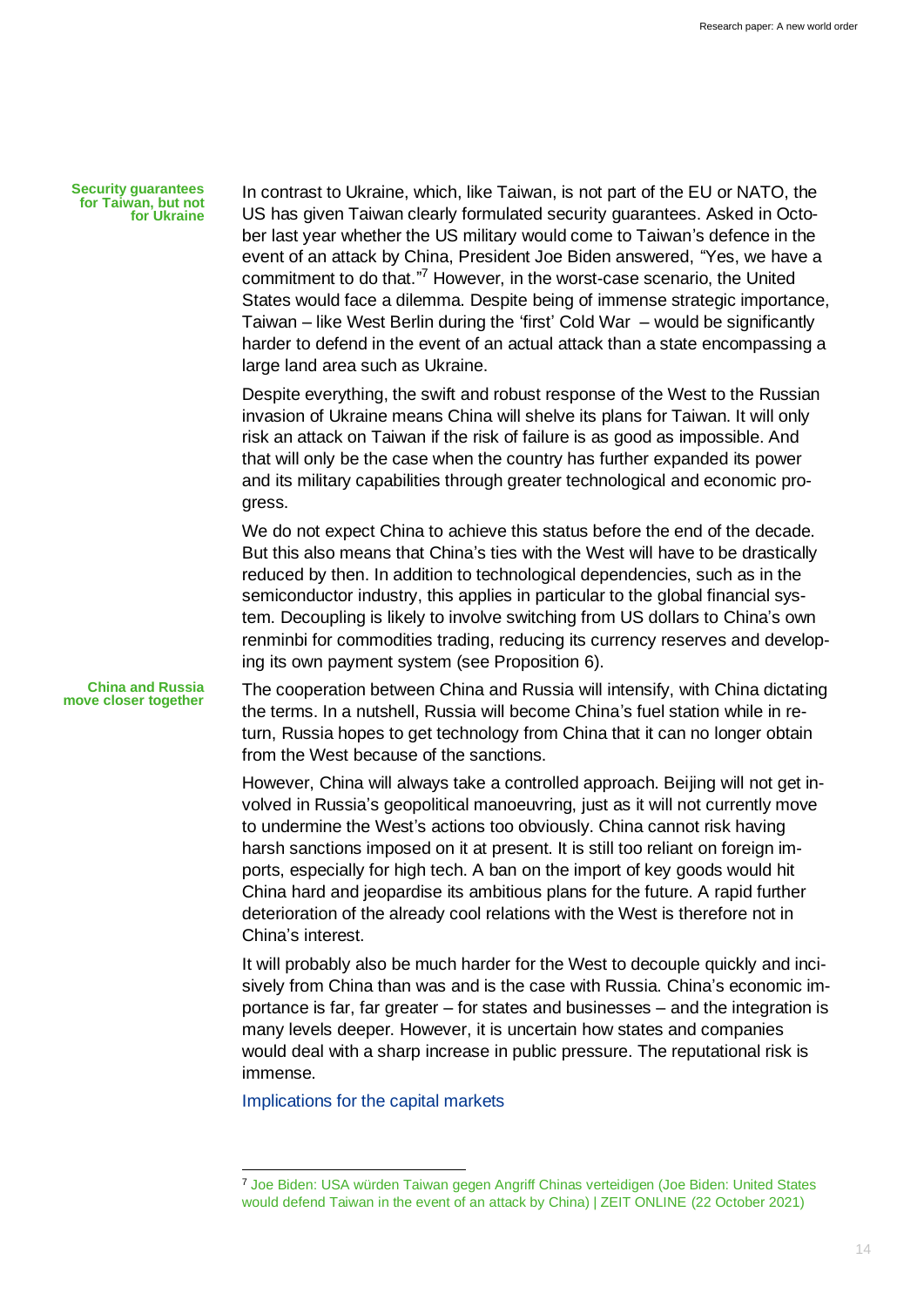**Security guarantees for Taiwan, but not for Ukraine**

In contrast to Ukraine, which, like Taiwan, is not part of the EU or NATO, the US has given Taiwan clearly formulated security guarantees. Asked in October last year whether the US military would come to Taiwan's defence in the event of an attack by China, President Joe Biden answered, "Yes, we have a commitment to do that."[7] However, in the worst-case scenario, the United States would face a dilemma. Despite being of immense strategic importance, Taiwan – like West Berlin during the 'first' Cold War – would be significantly harder to defend in the event of an actual attack than a state encompassing a large land area such as Ukraine.

Despite everything, the swift and robust response of the West to the Russian invasion of Ukraine means China will shelve its plans for Taiwan. It will only risk an attack on Taiwan if the risk of failure is as good as impossible. And that will only be the case when the country has further expanded its power and its military capabilities through greater technological and economic progress.

We do not expect China to achieve this status before the end of the decade. But this also means that China's ties with the West will have to be drastically reduced by then. In addition to technological dependencies, such as in the semiconductor industry, this applies in particular to the global financial system. Decoupling is likely to involve switching from US dollars to China's own renminbi for commodities trading, reducing its currency reserves and developing its own payment system (see Proposition 6).

**China and Russia move closer together**

The cooperation between China and Russia will intensify, with China dictating the terms. In a nutshell, Russia will become China's fuel station while in return, Russia hopes to get technology from China that it can no longer obtain from the West because of the sanctions.

However, China will always take a controlled approach. Beijing will not get involved in Russia's geopolitical manoeuvring, just as it will not currently move to undermine the West's actions too obviously. China cannot risk having harsh sanctions imposed on it at present. It is still too reliant on foreign imports, especially for high tech. A ban on the import of key goods would hit China hard and jeopardise its ambitious plans for the future. A rapid further deterioration of the already cool relations with the West is therefore not in China's interest.

It will probably also be much harder for the West to decouple quickly and incisively from China than was and is the case with Russia. China's economic importance is far, far greater – for states and businesses – and the integration is many levels deeper. However, it is uncertain how states and companies would deal with a sharp increase in public pressure. The reputational risk is immense.

Implications for the capital markets

---

[7] Joe Biden: USA würden Taiwan gegen Angriff Chinas verteidigen (Joe Biden: United States would defend Taiwan in the event of an attack by China) | ZEIT ONLINE (22 October 2021)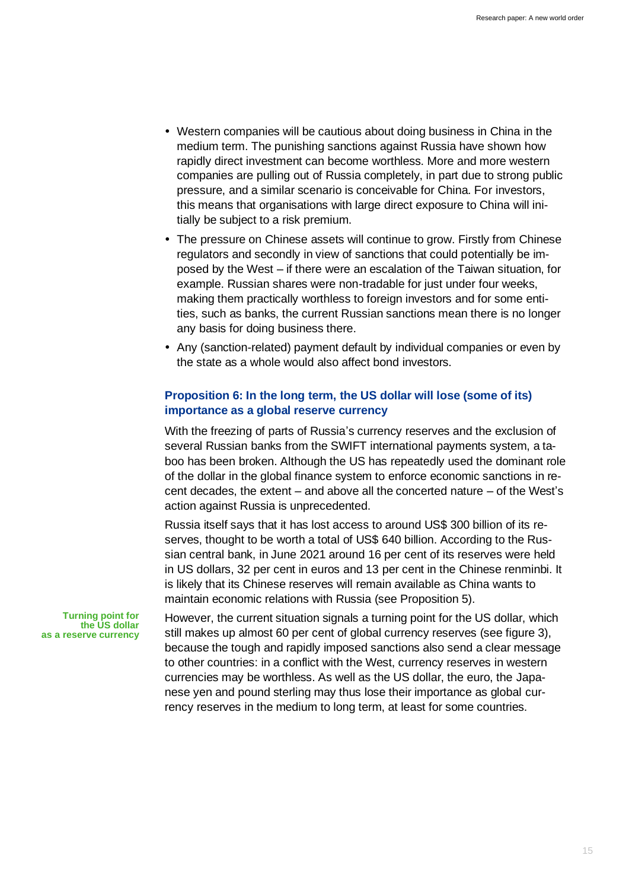- Western companies will be cautious about doing business in China in the medium term. The punishing sanctions against Russia have shown how rapidly direct investment can become worthless. More and more western companies are pulling out of Russia completely, in part due to strong public pressure, and a similar scenario is conceivable for China. For investors, this means that organisations with large direct exposure to China will initially be subject to a risk premium.
- The pressure on Chinese assets will continue to grow. Firstly from Chinese regulators and secondly in view of sanctions that could potentially be imposed by the West – if there were an escalation of the Taiwan situation, for example. Russian shares were non-tradable for just under four weeks, making them practically worthless to foreign investors and for some entities, such as banks, the current Russian sanctions mean there is no longer any basis for doing business there.
- Any (sanction-related) payment default by individual companies or even by the state as a whole would also affect bond investors.

### Proposition 6: In the long term, the US dollar will lose (some of its) importance as a global reserve currency

With the freezing of parts of Russia's currency reserves and the exclusion of several Russian banks from the SWIFT international payments system, a taboo has been broken. Although the US has repeatedly used the dominant role of the dollar in the global finance system to enforce economic sanctions in recent decades, the extent – and above all the concerted nature – of the West's action against Russia is unprecedented.

Russia itself says that it has lost access to around US$ 300 billion of its reserves, thought to be worth a total of US$ 640 billion. According to the Russian central bank, in June 2021 around 16 per cent of its reserves were held in US dollars, 32 per cent in euros and 13 per cent in the Chinese renminbi. It is likely that its Chinese reserves will remain available as China wants to maintain economic relations with Russia (see Proposition 5).

**Turning point for the US dollar as a reserve currency**

However, the current situation signals a turning point for the US dollar, which still makes up almost 60 per cent of global currency reserves (see figure 3), because the tough and rapidly imposed sanctions also send a clear message to other countries: in a conflict with the West, currency reserves in western currencies may be worthless. As well as the US dollar, the euro, the Japanese yen and pound sterling may thus lose their importance as global currency reserves in the medium to long term, at least for some countries.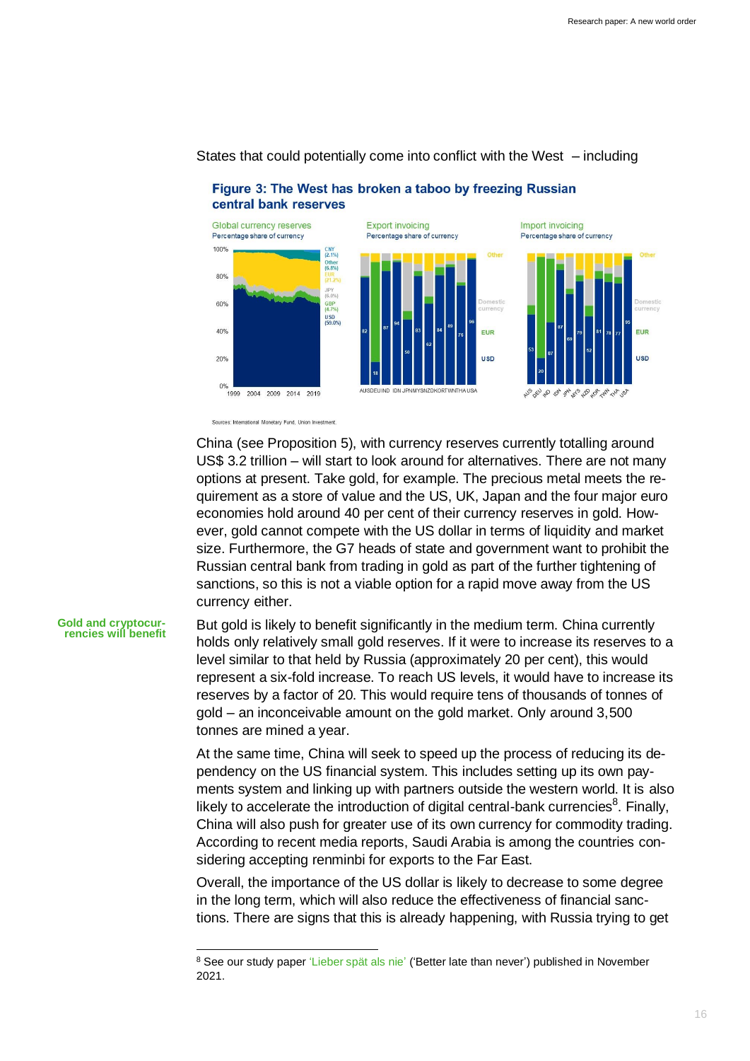States that could potentially come into conflict with the West – including

**Figure 3: The West has broken a taboo by freezing Russian central bank reserves**

Global currency reserves
Percentage share of currency

Export invoicing
Percentage share of currency

Import invoicing
Percentage share of currency

Sources: International Monetary Fund, Union Investment.

China (see Proposition 5), with currency reserves currently totalling around US$ 3.2 trillion – will start to look around for alternatives. There are not many options at present. Take gold, for example. The precious metal meets the requirement as a store of value and the US, UK, Japan and the four major euro economies hold around 40 per cent of their currency reserves in gold. However, gold cannot compete with the US dollar in terms of liquidity and market size. Furthermore, the G7 heads of state and government want to prohibit the Russian central bank from trading in gold as part of the further tightening of sanctions, so this is not a viable option for a rapid move away from the US currency either.

**Gold and cryptocurrencies will benefit**

But gold is likely to benefit significantly in the medium term. China currently holds only relatively small gold reserves. If it were to increase its reserves to a level similar to that held by Russia (approximately 20 per cent), this would represent a six-fold increase. To reach US levels, it would have to increase its reserves by a factor of 20. This would require tens of thousands of tonnes of gold – an inconceivable amount on the gold market. Only around 3,500 tonnes are mined a year.

At the same time, China will seek to speed up the process of reducing its dependency on the US financial system. This includes setting up its own payments system and linking up with partners outside the western world. It is also likely to accelerate the introduction of digital central-bank currencies[8]. Finally, China will also push for greater use of its own currency for commodity trading. According to recent media reports, Saudi Arabia is among the countries considering accepting renminbi for exports to the Far East.

Overall, the importance of the US dollar is likely to decrease to some degree in the long term, which will also reduce the effectiveness of financial sanctions. There are signs that this is already happening, with Russia trying to get

[8] See our study paper 'Lieber spät als nie' ('Better late than never') published in November 2021.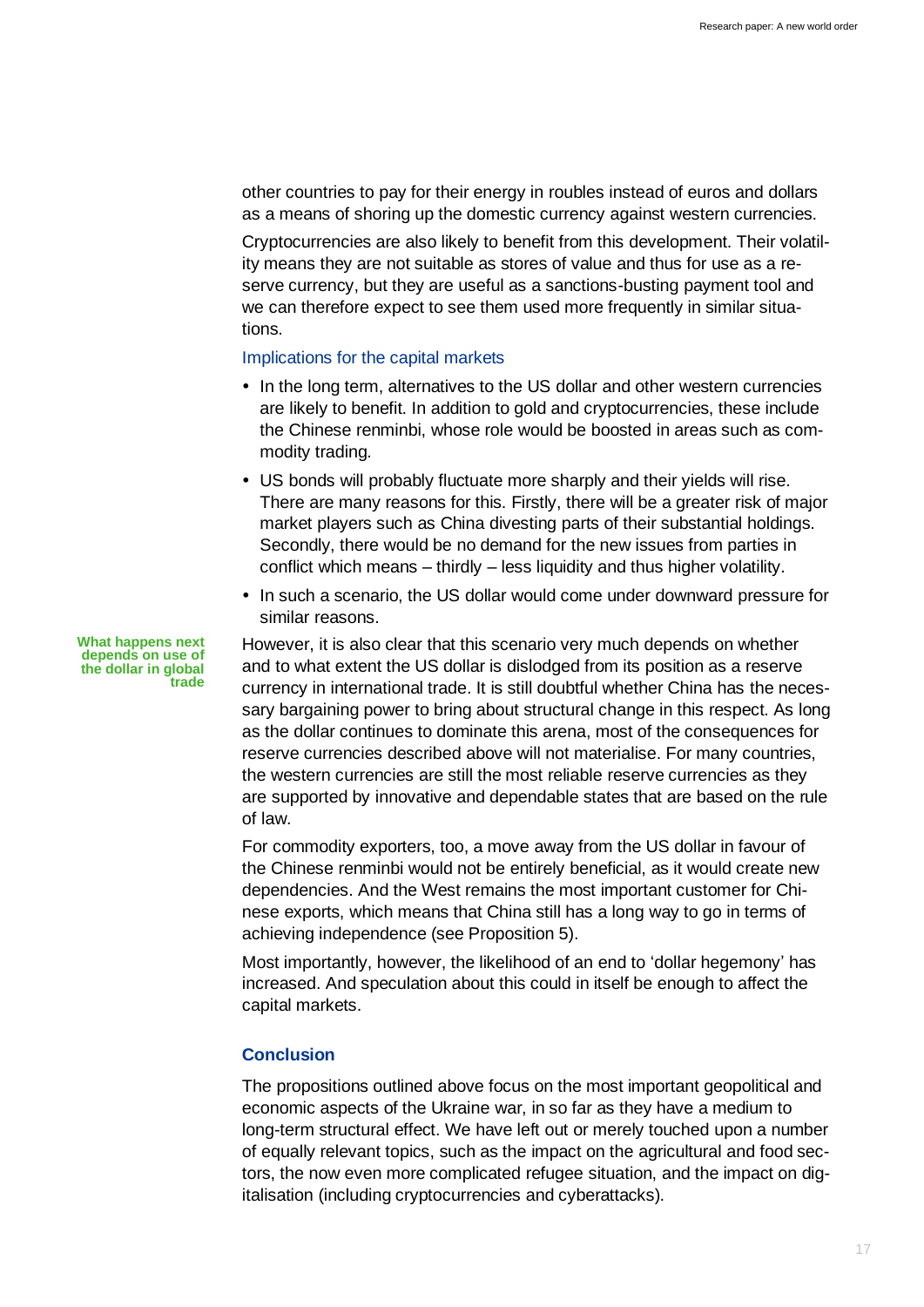other countries to pay for their energy in roubles instead of euros and dollars as a means of shoring up the domestic currency against western currencies.

Cryptocurrencies are also likely to benefit from this development. Their volatility means they are not suitable as stores of value and thus for use as a reserve currency, but they are useful as a sanctions-busting payment tool and we can therefore expect to see them used more frequently in similar situations.

### Implications for the capital markets

- In the long term, alternatives to the US dollar and other western currencies are likely to benefit. In addition to gold and cryptocurrencies, these include the Chinese renminbi, whose role would be boosted in areas such as commodity trading.
- US bonds will probably fluctuate more sharply and their yields will rise. There are many reasons for this. Firstly, there will be a greater risk of major market players such as China divesting parts of their substantial holdings. Secondly, there would be no demand for the new issues from parties in conflict which means – thirdly – less liquidity and thus higher volatility.
- In such a scenario, the US dollar would come under downward pressure for similar reasons.

**What happens next depends on use of the dollar in global trade**

However, it is also clear that this scenario very much depends on whether and to what extent the US dollar is dislodged from its position as a reserve currency in international trade. It is still doubtful whether China has the necessary bargaining power to bring about structural change in this respect. As long as the dollar continues to dominate this arena, most of the consequences for reserve currencies described above will not materialise. For many countries, the western currencies are still the most reliable reserve currencies as they are supported by innovative and dependable states that are based on the rule of law.

For commodity exporters, too, a move away from the US dollar in favour of the Chinese renminbi would not be entirely beneficial, as it would create new dependencies. And the West remains the most important customer for Chinese exports, which means that China still has a long way to go in terms of achieving independence (see Proposition 5).

Most importantly, however, the likelihood of an end to 'dollar hegemony' has increased. And speculation about this could in itself be enough to affect the capital markets.

## Conclusion

The propositions outlined above focus on the most important geopolitical and economic aspects of the Ukraine war, in so far as they have a medium to long-term structural effect. We have left out or merely touched upon a number of equally relevant topics, such as the impact on the agricultural and food sectors, the now even more complicated refugee situation, and the impact on digitalisation (including cryptocurrencies and cyberattacks).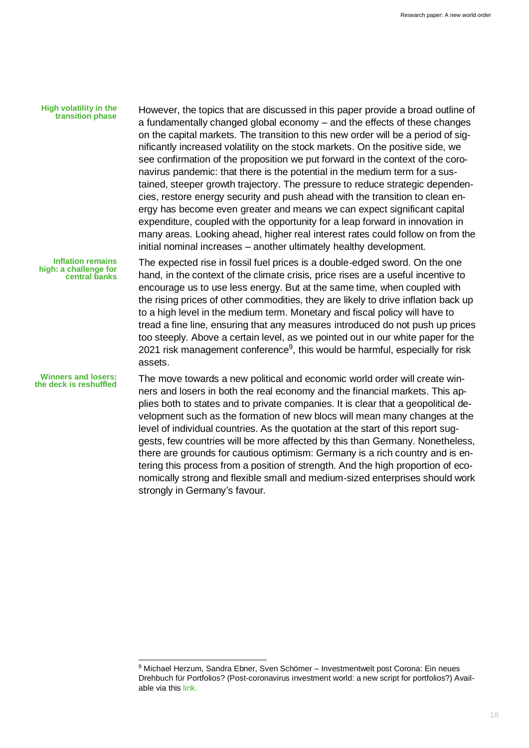**High volatility in the transition phase**

However, the topics that are discussed in this paper provide a broad outline of a fundamentally changed global economy – and the effects of these changes on the capital markets. The transition to this new order will be a period of significantly increased volatility on the stock markets. On the positive side, we see confirmation of the proposition we put forward in the context of the coronavirus pandemic: that there is the potential in the medium term for a sustained, steeper growth trajectory. The pressure to reduce strategic dependencies, restore energy security and push ahead with the transition to clean energy has become even greater and means we can expect significant capital expenditure, coupled with the opportunity for a leap forward in innovation in many areas. Looking ahead, higher real interest rates could follow on from the initial nominal increases – another ultimately healthy development.

**Inflation remains high: a challenge for central banks**

The expected rise in fossil fuel prices is a double-edged sword. On the one hand, in the context of the climate crisis, price rises are a useful incentive to encourage us to use less energy. But at the same time, when coupled with the rising prices of other commodities, they are likely to drive inflation back up to a high level in the medium term. Monetary and fiscal policy will have to tread a fine line, ensuring that any measures introduced do not push up prices too steeply. Above a certain level, as we pointed out in our white paper for the 2021 risk management conference[9], this would be harmful, especially for risk assets.

**Winners and losers: the deck is reshuffled**

The move towards a new political and economic world order will create winners and losers in both the real economy and the financial markets. This applies both to states and to private companies. It is clear that a geopolitical development such as the formation of new blocs will mean many changes at the level of individual countries. As the quotation at the start of this report suggests, few countries will be more affected by this than Germany. Nonetheless, there are grounds for cautious optimism: Germany is a rich country and is entering this process from a position of strength. And the high proportion of economically strong and flexible small and medium-sized enterprises should work strongly in Germany's favour.

---

[9] Michael Herzum, Sandra Ebner, Sven Schömer – Investmentwelt post Corona: Ein neues Drehbuch für Portfolios? (Post-coronavirus investment world: a new script for portfolios?) Available via this link.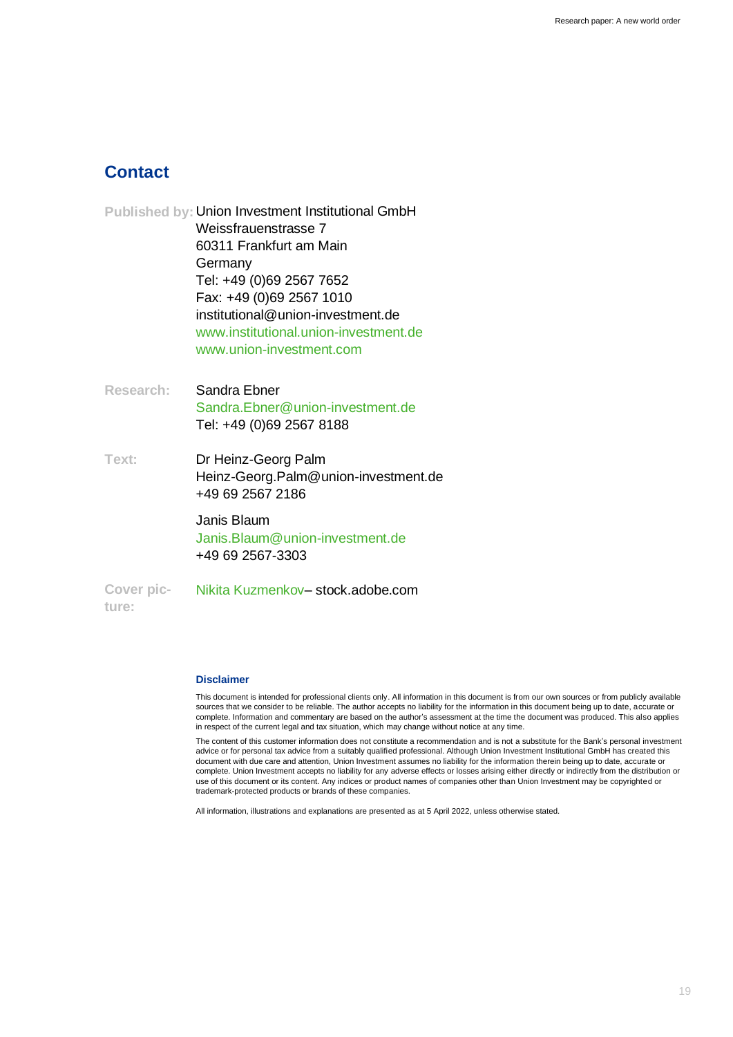## Contact

**Published by:** Union Investment Institutional GmbH
Weissfrauenstrasse 7
60311 Frankfurt am Main
Germany
Tel: +49 (0)69 2567 7652
Fax: +49 (0)69 2567 1010
institutional@union-investment.de
www.institutional.union-investment.de
www.union-investment.com

**Research:** Sandra Ebner
Sandra.Ebner@union-investment.de
Tel: +49 (0)69 2567 8188

**Text:** Dr Heinz-Georg Palm
Heinz-Georg.Palm@union-investment.de
+49 69 2567 2186

Janis Blaum
Janis.Blaum@union-investment.de
+49 69 2567-3303

**Cover picture:** Nikita Kuzmenkov– stock.adobe.com

### Disclaimer

This document is intended for professional clients only. All information in this document is from our own sources or from publicly available sources that we consider to be reliable. The author accepts no liability for the information in this document being up to date, accurate or complete. Information and commentary are based on the author's assessment at the time the document was produced. This also applies in respect of the current legal and tax situation, which may change without notice at any time.

The content of this customer information does not constitute a recommendation and is not a substitute for the Bank's personal investment advice or for personal tax advice from a suitably qualified professional. Although Union Investment Institutional GmbH has created this document with due care and attention, Union Investment assumes no liability for the information therein being up to date, accurate or complete. Union Investment accepts no liability for any adverse effects or losses arising either directly or indirectly from the distribution or use of this document or its content. Any indices or product names of companies other than Union Investment may be copyrighted or trademark-protected products or brands of these companies.

All information, illustrations and explanations are presented as at 5 April 2022, unless otherwise stated.